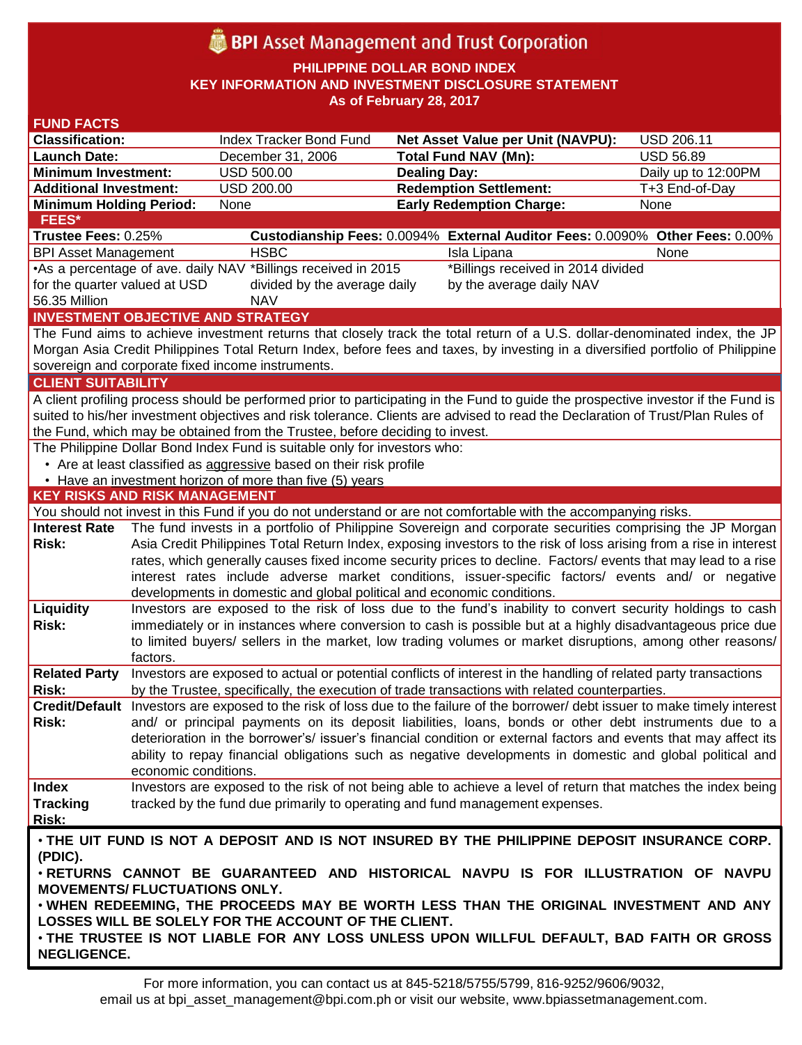# BPI Asset Management and Trust Corporation

**PHILIPPINE DOLLAR BOND INDEX**
**KEY INFORMATION AND INVESTMENT DISCLOSURE STATEMENT**
**As of February 28, 2017**

## FUND FACTS

| | | | |
|---|---|---|---|
| **Classification:** | Index Tracker Bond Fund | **Net Asset Value per Unit (NAVPU):** | USD 206.11 |
| **Launch Date:** | December 31, 2006 | **Total Fund NAV (Mn):** | USD 56.89 |
| **Minimum Investment:** | USD 500.00 | **Dealing Day:** | Daily up to 12:00PM |
| **Additional Investment:** | USD 200.00 | **Redemption Settlement:** | T+3 End-of-Day |
| **Minimum Holding Period:** | None | **Early Redemption Charge:** | None |

## FEES*

| **Trustee Fees:** 0.25% | **Custodianship Fees:** 0.0094% | **External Auditor Fees:** 0.0090% | **Other Fees:** 0.00% |
|---|---|---|---|
| BPI Asset Management | HSBC | Isla Lipana | None |
| •As a percentage of ave. daily NAV for the quarter valued at USD 56.35 Million | *Billings received in 2015 divided by the average daily NAV | *Billings received in 2014 divided by the average daily NAV | |

## INVESTMENT OBJECTIVE AND STRATEGY

The Fund aims to achieve investment returns that closely track the total return of a U.S. dollar-denominated index, the JP Morgan Asia Credit Philippines Total Return Index, before fees and taxes, by investing in a diversified portfolio of Philippine sovereign and corporate fixed income instruments.

## CLIENT SUITABILITY

A client profiling process should be performed prior to participating in the Fund to guide the prospective investor if the Fund is suited to his/her investment objectives and risk tolerance. Clients are advised to read the Declaration of Trust/Plan Rules of the Fund, which may be obtained from the Trustee, before deciding to invest.

The Philippine Dollar Bond Index Fund is suitable only for investors who:

- Are at least classified as aggressive based on their risk profile
- Have an investment horizon of more than five (5) years

## KEY RISKS AND RISK MANAGEMENT

You should not invest in this Fund if you do not understand or are not comfortable with the accompanying risks.

| | |
|---|---|
| **Interest Rate Risk:** | The fund invests in a portfolio of Philippine Sovereign and corporate securities comprising the JP Morgan Asia Credit Philippines Total Return Index, exposing investors to the risk of loss arising from a rise in interest rates, which generally causes fixed income security prices to decline. Factors/ events that may lead to a rise interest rates include adverse market conditions, issuer-specific factors/ events and/ or negative developments in domestic and global political and economic conditions. |
| **Liquidity Risk:** | Investors are exposed to the risk of loss due to the fund's inability to convert security holdings to cash immediately or in instances where conversion to cash is possible but at a highly disadvantageous price due to limited buyers/ sellers in the market, low trading volumes or market disruptions, among other reasons/ factors. |
| **Related Party Risk:** | Investors are exposed to actual or potential conflicts of interest in the handling of related party transactions by the Trustee, specifically, the execution of trade transactions with related counterparties. |
| **Credit/Default Risk:** | Investors are exposed to the risk of loss due to the failure of the borrower/ debt issuer to make timely interest and/ or principal payments on its deposit liabilities, loans, bonds or other debt instruments due to a deterioration in the borrower's/ issuer's financial condition or external factors and events that may affect its ability to repay financial obligations such as negative developments in domestic and global political and economic conditions. |
| **Index Tracking Risk:** | Investors are exposed to the risk of not being able to achieve a level of return that matches the index being tracked by the fund due primarily to operating and fund management expenses. |

**• THE UIT FUND IS NOT A DEPOSIT AND IS NOT INSURED BY THE PHILIPPINE DEPOSIT INSURANCE CORP. (PDIC).**

**• RETURNS CANNOT BE GUARANTEED AND HISTORICAL NAVPU IS FOR ILLUSTRATION OF NAVPU MOVEMENTS/ FLUCTUATIONS ONLY.**

**• WHEN REDEEMING, THE PROCEEDS MAY BE WORTH LESS THAN THE ORIGINAL INVESTMENT AND ANY LOSSES WILL BE SOLELY FOR THE ACCOUNT OF THE CLIENT.**

**• THE TRUSTEE IS NOT LIABLE FOR ANY LOSS UNLESS UPON WILLFUL DEFAULT, BAD FAITH OR GROSS NEGLIGENCE.**

For more information, you can contact us at 845-5218/5755/5799, 816-9252/9606/9032, email us at bpi_asset_management@bpi.com.ph or visit our website, www.bpiassetmanagement.com.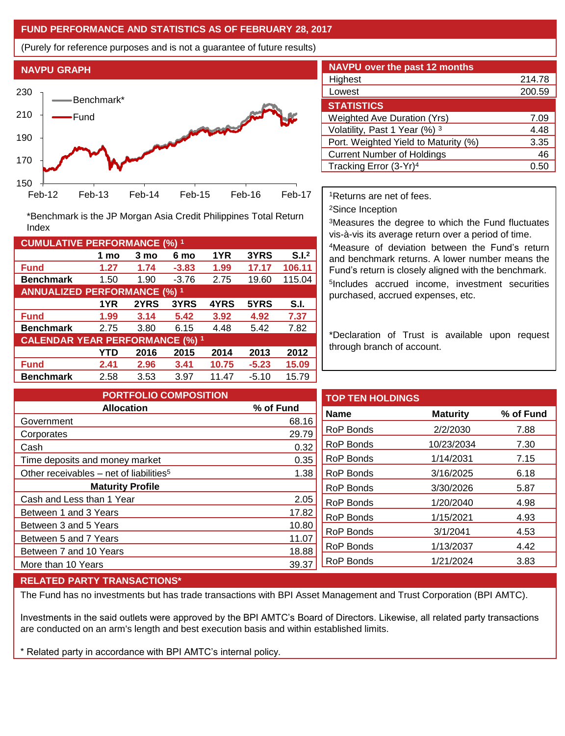## FUND PERFORMANCE AND STATISTICS AS OF FEBRUARY 28, 2017

(Purely for reference purposes and is not a guarantee of future results)

### NAVPU GRAPH

*Benchmark is the JP Morgan Asia Credit Philippines Total Return Index

### CUMULATIVE PERFORMANCE (%) [1]

| | 1 mo | 3 mo | 6 mo | 1YR | 3YRS | S.I.[2] |
|---|---|---|---|---|---|---|
| **Fund** | **1.27** | **1.74** | **-3.83** | **1.99** | **17.17** | **106.11** |
| **Benchmark** | 1.50 | 1.90 | -3.76 | 2.75 | 19.60 | 115.04 |

### ANNUALIZED PERFORMANCE (%) [1]

| | 1YR | 2YRS | 3YRS | 4YRS | 5YRS | S.I. |
|---|---|---|---|---|---|---|
| **Fund** | **1.99** | **3.14** | **5.42** | **3.92** | **4.92** | **7.37** |
| **Benchmark** | 2.75 | 3.80 | 6.15 | 4.48 | 5.42 | 7.82 |

### CALENDAR YEAR PERFORMANCE (%) [1]

| | YTD | 2016 | 2015 | 2014 | 2013 | 2012 |
|---|---|---|---|---|---|---|
| **Fund** | **2.41** | **2.96** | **3.41** | **10.75** | **-5.23** | **15.09** |
| **Benchmark** | 2.58 | 3.53 | 3.97 | 11.47 | -5.10 | 15.79 |

### NAVPU over the past 12 months

| | |
|---|---|
| Highest | 214.78 |
| Lowest | 200.59 |

### STATISTICS

| | |
|---|---|
| Weighted Ave Duration (Yrs) | 7.09 |
| Volatility, Past 1 Year (%) [3] | 4.48 |
| Port. Weighted Yield to Maturity (%) | 3.35 |
| Current Number of Holdings | 46 |
| Tracking Error (3-Yr)[4] | 0.50 |

[1]Returns are net of fees.

[2]Since Inception

[3]Measures the degree to which the Fund fluctuates vis-à-vis its average return over a period of time.

[4]Measure of deviation between the Fund's return and benchmark returns. A lower number means the Fund's return is closely aligned with the benchmark.

[5]Includes accrued income, investment securities purchased, accrued expenses, etc.

*Declaration of Trust is available upon request through branch of account.

### PORTFOLIO COMPOSITION

| Allocation | % of Fund |
|---|---|
| Government | 68.16 |
| Corporates | 29.79 |
| Cash | 0.32 |
| Time deposits and money market | 0.35 |
| Other receivables – net of liabilities[5] | 1.38 |
| **Maturity Profile** | |
| Cash and Less than 1 Year | 2.05 |
| Between 1 and 3 Years | 17.82 |
| Between 3 and 5 Years | 10.80 |
| Between 5 and 7 Years | 11.07 |
| Between 7 and 10 Years | 18.88 |
| More than 10 Years | 39.37 |

### TOP TEN HOLDINGS

| Name | Maturity | % of Fund |
|---|---|---|
| RoP Bonds | 2/2/2030 | 7.88 |
| RoP Bonds | 10/23/2034 | 7.30 |
| RoP Bonds | 1/14/2031 | 7.15 |
| RoP Bonds | 3/16/2025 | 6.18 |
| RoP Bonds | 3/30/2026 | 5.87 |
| RoP Bonds | 1/20/2040 | 4.98 |
| RoP Bonds | 1/15/2021 | 4.93 |
| RoP Bonds | 3/1/2041 | 4.53 |
| RoP Bonds | 1/13/2037 | 4.42 |
| RoP Bonds | 1/21/2024 | 3.83 |

### RELATED PARTY TRANSACTIONS*

The Fund has no investments but has trade transactions with BPI Asset Management and Trust Corporation (BPI AMTC).

Investments in the said outlets were approved by the BPI AMTC's Board of Directors. Likewise, all related party transactions are conducted on an arm's length and best execution basis and within established limits.

* Related party in accordance with BPI AMTC's internal policy.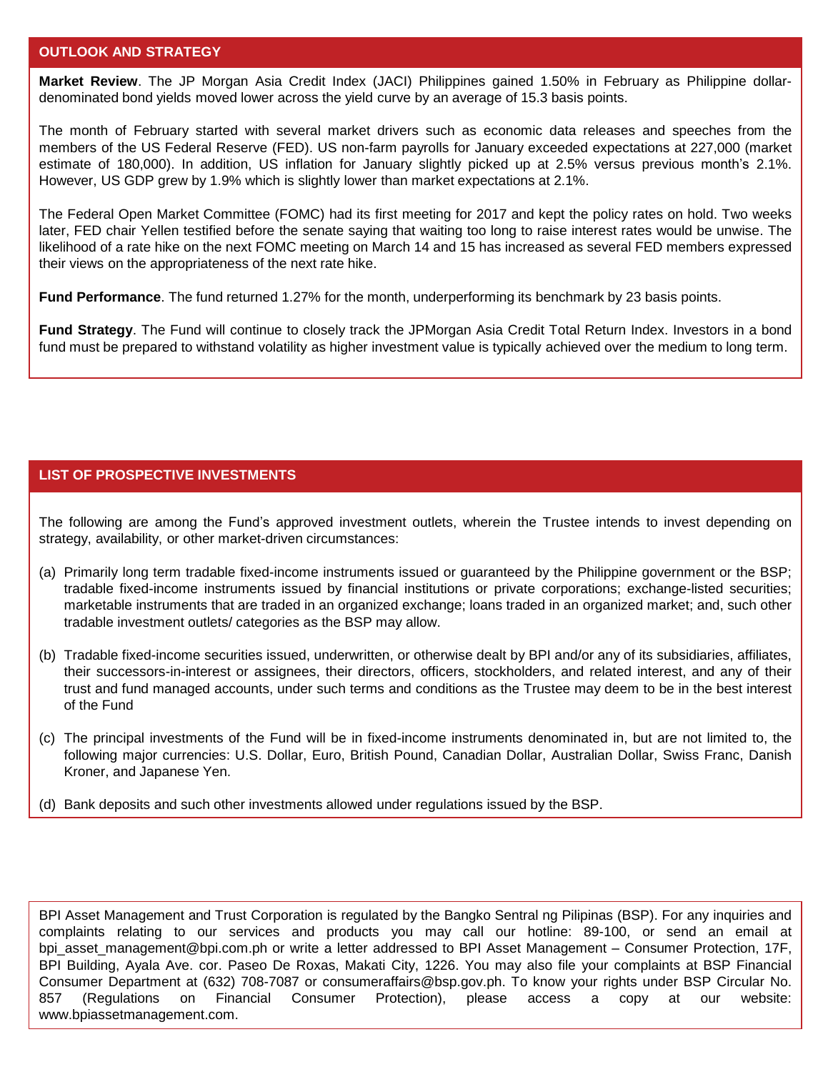## OUTLOOK AND STRATEGY

**Market Review**. The JP Morgan Asia Credit Index (JACI) Philippines gained 1.50% in February as Philippine dollar-denominated bond yields moved lower across the yield curve by an average of 15.3 basis points.

The month of February started with several market drivers such as economic data releases and speeches from the members of the US Federal Reserve (FED). US non-farm payrolls for January exceeded expectations at 227,000 (market estimate of 180,000). In addition, US inflation for January slightly picked up at 2.5% versus previous month's 2.1%. However, US GDP grew by 1.9% which is slightly lower than market expectations at 2.1%.

The Federal Open Market Committee (FOMC) had its first meeting for 2017 and kept the policy rates on hold. Two weeks later, FED chair Yellen testified before the senate saying that waiting too long to raise interest rates would be unwise. The likelihood of a rate hike on the next FOMC meeting on March 14 and 15 has increased as several FED members expressed their views on the appropriateness of the next rate hike.

**Fund Performance**. The fund returned 1.27% for the month, underperforming its benchmark by 23 basis points.

**Fund Strategy**. The Fund will continue to closely track the JPMorgan Asia Credit Total Return Index. Investors in a bond fund must be prepared to withstand volatility as higher investment value is typically achieved over the medium to long term.

## LIST OF PROSPECTIVE INVESTMENTS

The following are among the Fund's approved investment outlets, wherein the Trustee intends to invest depending on strategy, availability, or other market-driven circumstances:

(a) Primarily long term tradable fixed-income instruments issued or guaranteed by the Philippine government or the BSP; tradable fixed-income instruments issued by financial institutions or private corporations; exchange-listed securities; marketable instruments that are traded in an organized exchange; loans traded in an organized market; and, such other tradable investment outlets/ categories as the BSP may allow.

(b) Tradable fixed-income securities issued, underwritten, or otherwise dealt by BPI and/or any of its subsidiaries, affiliates, their successors-in-interest or assignees, their directors, officers, stockholders, and related interest, and any of their trust and fund managed accounts, under such terms and conditions as the Trustee may deem to be in the best interest of the Fund

(c) The principal investments of the Fund will be in fixed-income instruments denominated in, but are not limited to, the following major currencies: U.S. Dollar, Euro, British Pound, Canadian Dollar, Australian Dollar, Swiss Franc, Danish Kroner, and Japanese Yen.

(d) Bank deposits and such other investments allowed under regulations issued by the BSP.

BPI Asset Management and Trust Corporation is regulated by the Bangko Sentral ng Pilipinas (BSP). For any inquiries and complaints relating to our services and products you may call our hotline: 89-100, or send an email at bpi_asset_management@bpi.com.ph or write a letter addressed to BPI Asset Management – Consumer Protection, 17F, BPI Building, Ayala Ave. cor. Paseo De Roxas, Makati City, 1226. You may also file your complaints at BSP Financial Consumer Department at (632) 708-7087 or consumeraffairs@bsp.gov.ph. To know your rights under BSP Circular No. 857 (Regulations on Financial Consumer Protection), please access a copy at our website: www.bpiassetmanagement.com.